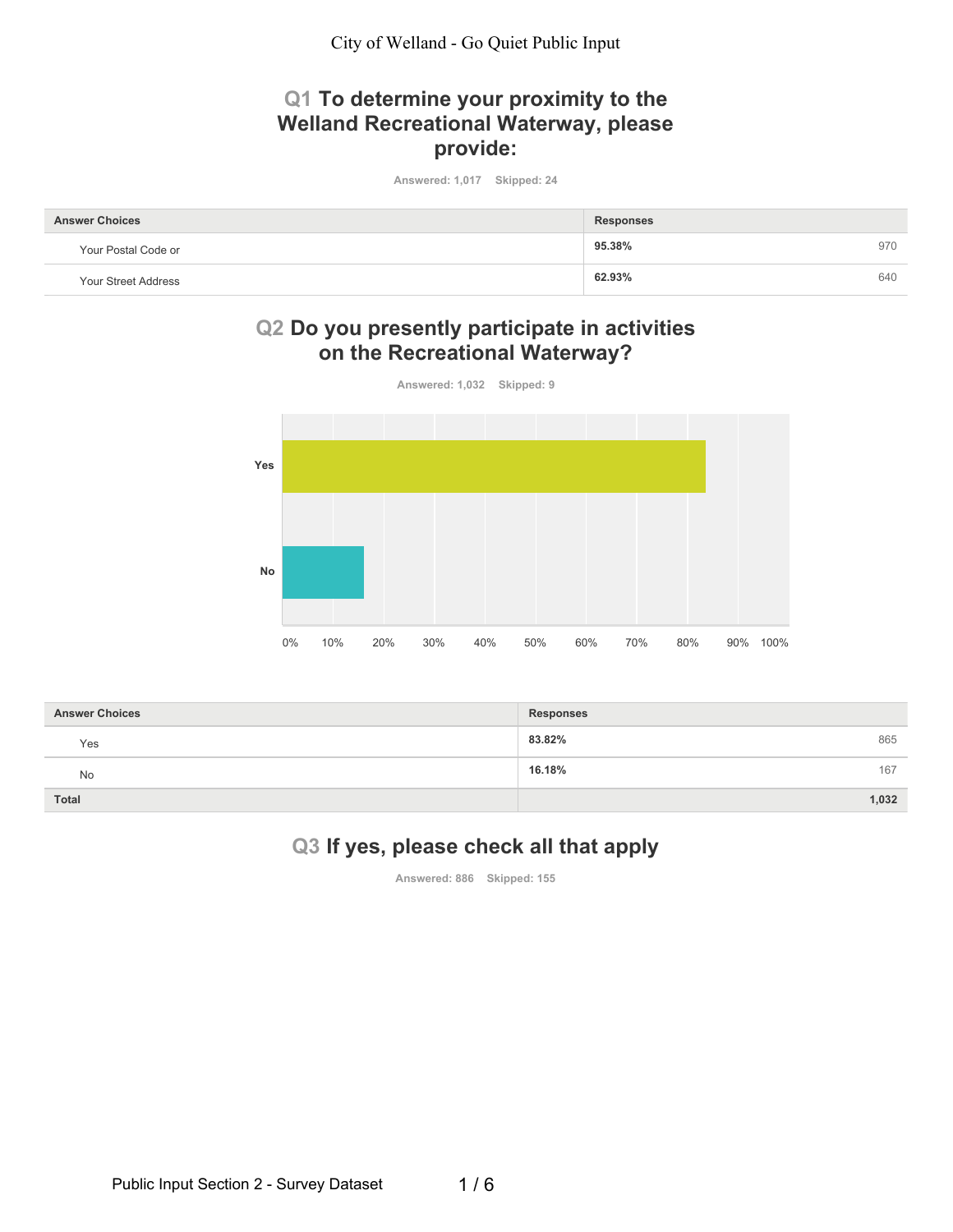# City of Welland - Go Quiet Public Input

## Q1 To determine your proximity to the Welland Recreational Waterway, please provide:

Answered: 1,017 Skipped: 24

| Answer Choices | Responses | |
|---|---|---|
| Your Postal Code or | 95.38% | 970 |
| Your Street Address | 62.93% | 640 |

## Q2 Do you presently participate in activities on the Recreational Waterway?

Answered: 1,032 Skipped: 9

| Answer Choices | Responses | |
|---|---|---|
| Yes | 83.82% | 865 |
| No | 16.18% | 167 |
| **Total** | | **1,032** |

## Q3 If yes, please check all that apply

Answered: 886 Skipped: 155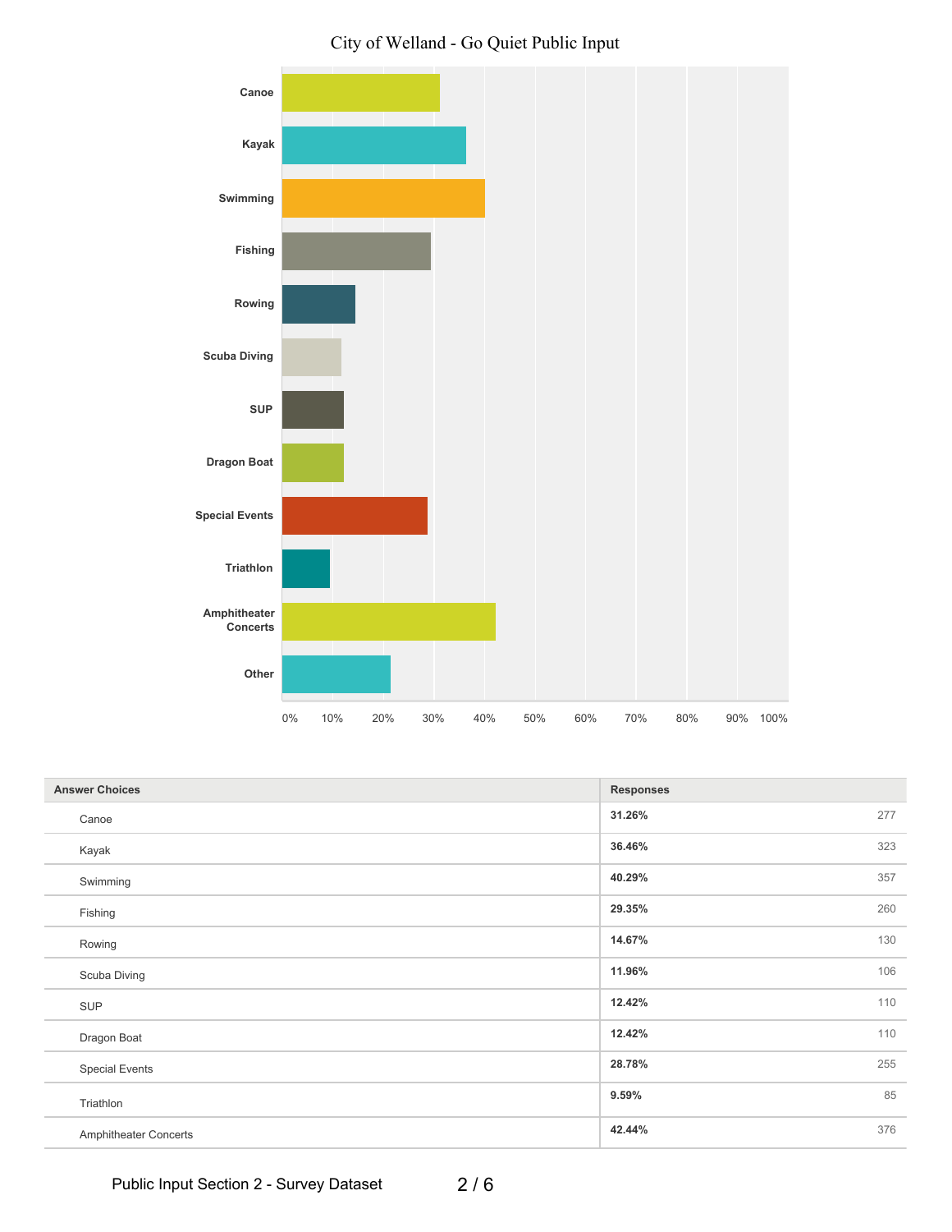City of Welland - Go Quiet Public Input

| Answer Choices | Responses | |
|---|---|---|
| Canoe | **31.26%** | 277 |
| Kayak | **36.46%** | 323 |
| Swimming | **40.29%** | 357 |
| Fishing | **29.35%** | 260 |
| Rowing | **14.67%** | 130 |
| Scuba Diving | **11.96%** | 106 |
| SUP | **12.42%** | 110 |
| Dragon Boat | **12.42%** | 110 |
| Special Events | **28.78%** | 255 |
| Triathlon | **9.59%** | 85 |
| Amphitheater Concerts | **42.44%** | 376 |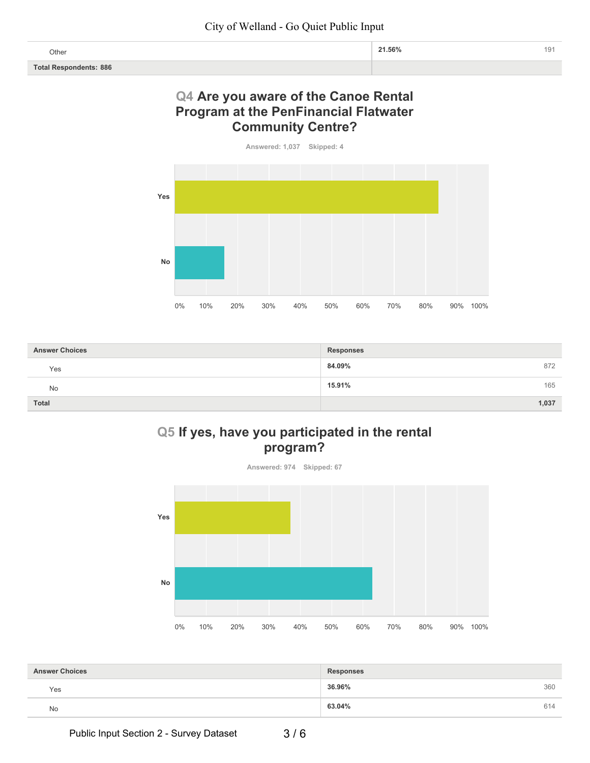| | | |
|---|---|---|
| Other | 21.56% | 191 |
| **Total Respondents: 886** | | |

## Q4 Are you aware of the Canoe Rental Program at the PenFinancial Flatwater Community Centre?

Answered: 1,037 Skipped: 4

| Answer Choices | Responses | |
|---|---|---|
| Yes | 84.09% | 872 |
| No | 15.91% | 165 |
| **Total** | | **1,037** |

## Q5 If yes, have you participated in the rental program?

Answered: 974 Skipped: 67

| Answer Choices | Responses | |
|---|---|---|
| Yes | 36.96% | 360 |
| No | 63.04% | 614 |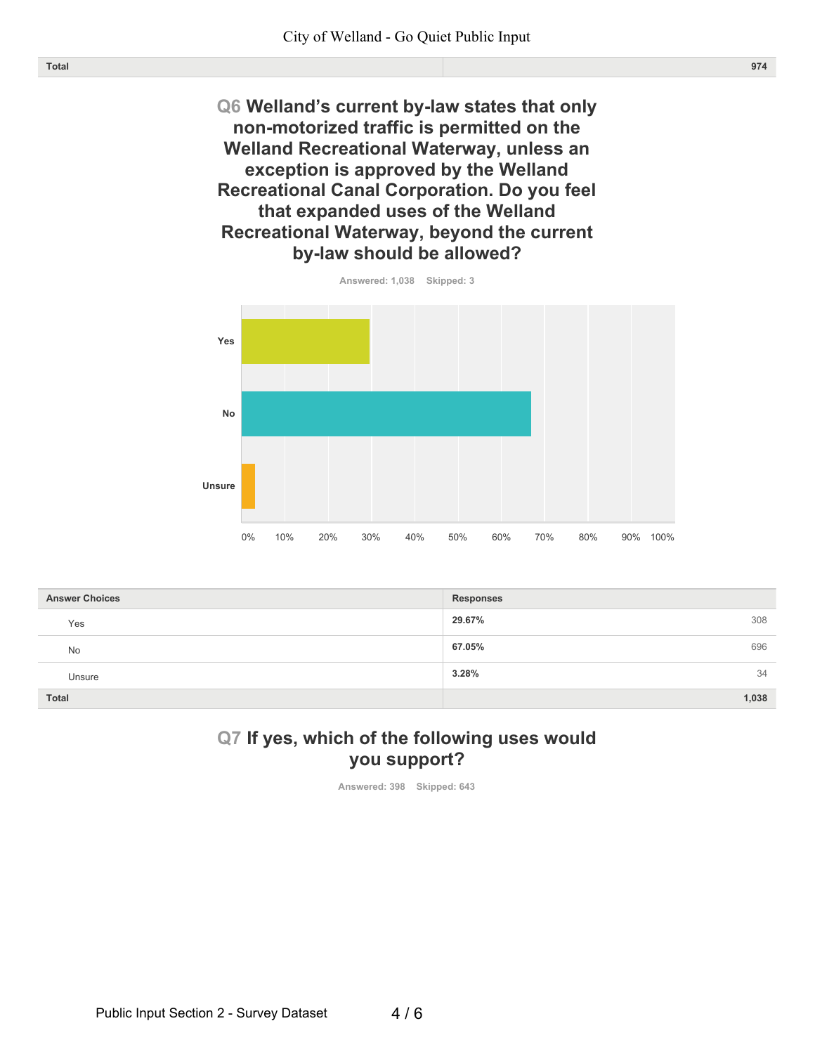| Total | 974 |
|---|---|

## Q6 Welland's current by-law states that only non-motorized traffic is permitted on the Welland Recreational Waterway, unless an exception is approved by the Welland Recreational Canal Corporation. Do you feel that expanded uses of the Welland Recreational Waterway, beyond the current by-law should be allowed?

Answered: 1,038 Skipped: 3

| Answer Choices | Responses | |
|---|---|---|
| Yes | **29.67%** | 308 |
| No | **67.05%** | 696 |
| Unsure | **3.28%** | 34 |
| **Total** | | **1,038** |

## Q7 If yes, which of the following uses would you support?

Answered: 398 Skipped: 643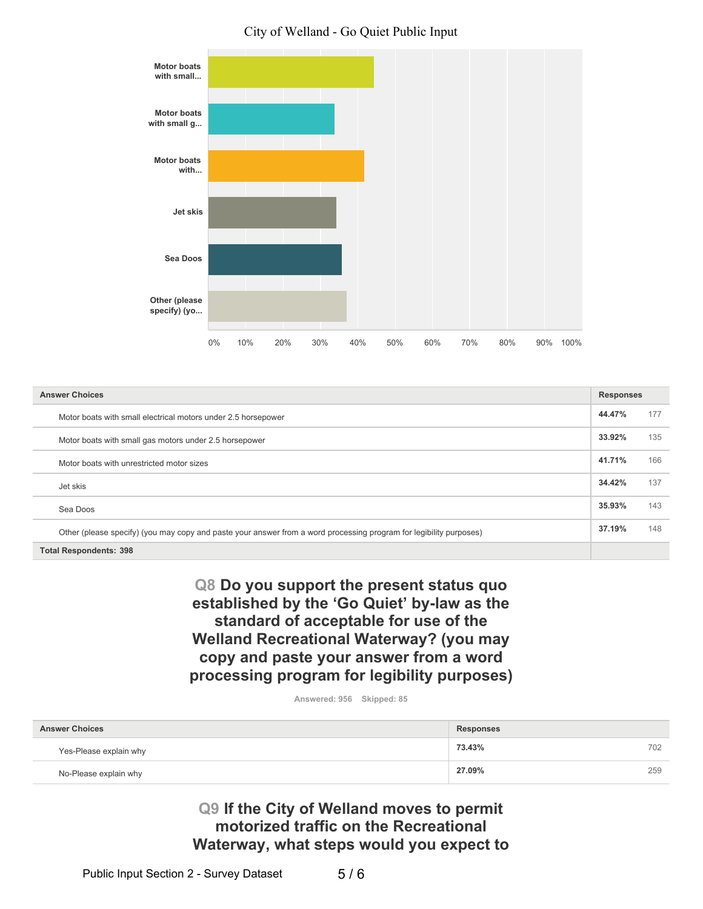City of Welland - Go Quiet Public Input

| Answer Choices | Responses | |
|---|---|---|
| Motor boats with small electrical motors under 2.5 horsepower | 44.47% | 177 |
| Motor boats with small gas motors under 2.5 horsepower | 33.92% | 135 |
| Motor boats with unrestricted motor sizes | 41.71% | 166 |
| Jet skis | 34.42% | 137 |
| Sea Doos | 35.93% | 143 |
| Other (please specify) (you may copy and paste your answer from a word processing program for legibility purposes) | 37.19% | 148 |
| **Total Respondents: 398** | | |

## Q8 Do you support the present status quo established by the 'Go Quiet' by-law as the standard of acceptable for use of the Welland Recreational Waterway? (you may copy and paste your answer from a word processing program for legibility purposes)

Answered: 956 Skipped: 85

| Answer Choices | Responses | |
|---|---|---|
| Yes-Please explain why | 73.43% | 702 |
| No-Please explain why | 27.09% | 259 |

## Q9 If the City of Welland moves to permit motorized traffic on the Recreational Waterway, what steps would you expect to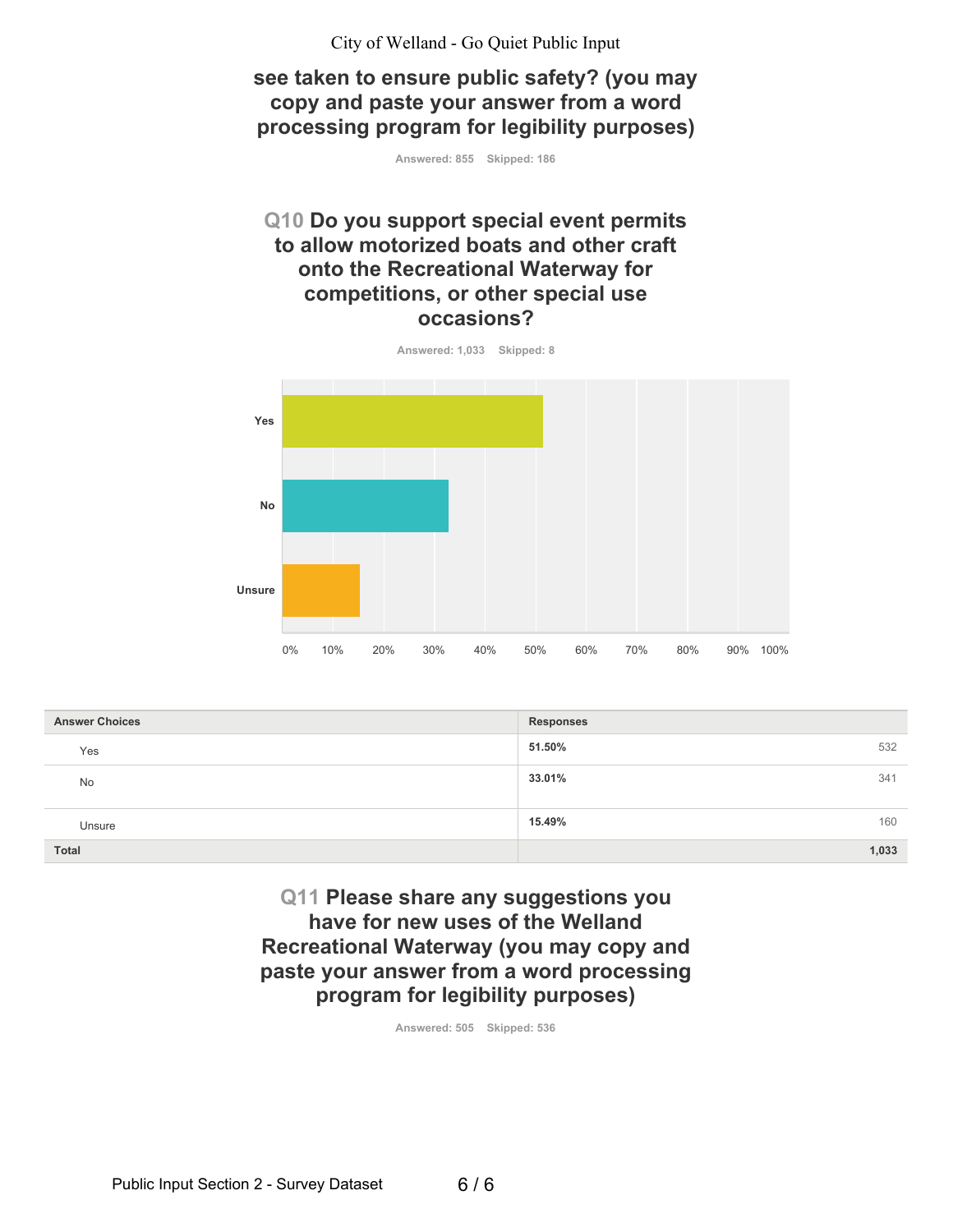**see taken to ensure public safety? (you may copy and paste your answer from a word processing program for legibility purposes)**

Answered: 855 Skipped: 186

## Q10 Do you support special event permits to allow motorized boats and other craft onto the Recreational Waterway for competitions, or other special use occasions?

Answered: 1,033 Skipped: 8

Yes

No

Unsure

0% 10% 20% 30% 40% 50% 60% 70% 80% 90% 100%

| Answer Choices | Responses | |
|---|---|---|
| Yes | 51.50% | 532 |
| No | 33.01% | 341 |
| Unsure | 15.49% | 160 |
| **Total** | | **1,033** |

## Q11 Please share any suggestions you have for new uses of the Welland Recreational Waterway (you may copy and paste your answer from a word processing program for legibility purposes)

Answered: 505 Skipped: 536